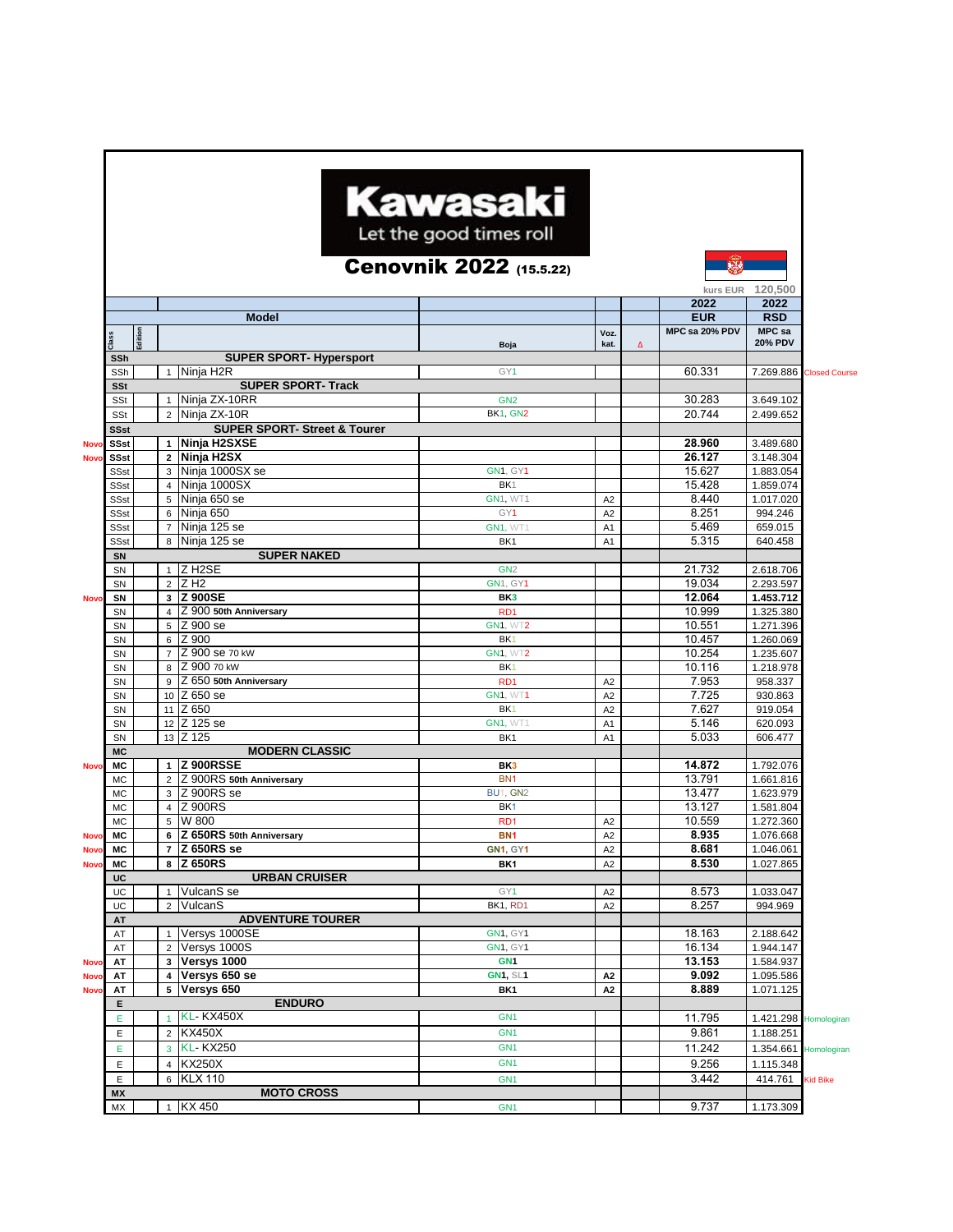# Kawasaki

Let the good times roll

## Cenovnik 2022 (15.5.22)

kurs EUR 120,500

| | Class | Edition | | Model | Boja | Voz. kat. | Δ | 2022 EUR MPC sa 20% PDV | 2022 RSD MPC sa 20% PDV | |
|---|---|---|---|---|---|---|---|---|---|---|
| | SSh | | | SUPER SPORT- Hypersport | | | | | | |
| | SSh | | 1 | Ninja H2R | GY1 | | | 60.331 | 7.269.886 | Closed Course |
| | SSt | | | SUPER SPORT- Track | | | | | | |
| | SSt | | 1 | Ninja ZX-10RR | GN2 | | | 30.283 | 3.649.102 | |
| | SSt | | 2 | Ninja ZX-10R | BK1, GN2 | | | 20.744 | 2.499.652 | |
| | SSst | | | SUPER SPORT- Street & Tourer | | | | | | |
| Novo | **SSst** | | **1** | **Ninja H2SXSE** | | | | **28.960** | 3.489.680 | |
| Novo | **SSst** | | **2** | **Ninja H2SX** | | | | **26.127** | 3.148.304 | |
| | SSst | | 3 | Ninja 1000SX se | GN1, GY1 | | | 15.627 | 1.883.054 | |
| | SSst | | 4 | Ninja 1000SX | BK1 | | | 15.428 | 1.859.074 | |
| | SSst | | 5 | Ninja 650 se | GN1, WT1 | A2 | | 8.440 | 1.017.020 | |
| | SSst | | 6 | Ninja 650 | GY1 | A2 | | 8.251 | 994.246 | |
| | SSst | | 7 | Ninja 125 se | GN1, WT1 | A1 | | 5.469 | 659.015 | |
| | SSst | | 8 | Ninja 125 se | BK1 | A1 | | 5.315 | 640.458 | |
| | SN | | | SUPER NAKED | | | | | | |
| | SN | | 1 | Z H2SE | GN2 | | | 21.732 | 2.618.706 | |
| | SN | | 2 | Z H2 | GN1, GY1 | | | 19.034 | 2.293.597 | |
| Novo | **SN** | | **3** | **Z 900SE** | **BK3** | | | **12.064** | **1.453.712** | |
| | SN | | 4 | Z 900 **50th Anniversary** | RD1 | | | 10.999 | 1.325.380 | |
| | SN | | 5 | Z 900 se | GN1, WT2 | | | 10.551 | 1.271.396 | |
| | SN | | 6 | Z 900 | BK1 | | | 10.457 | 1.260.069 | |
| | SN | | 7 | Z 900 se 70 kW | GN1, WT2 | | | 10.254 | 1.235.607 | |
| | SN | | 8 | Z 900 70 kW | BK1 | | | 10.116 | 1.218.978 | |
| | SN | | 9 | Z 650 **50th Anniversary** | RD1 | A2 | | 7.953 | 958.337 | |
| | SN | | 10 | Z 650 se | GN1, WT1 | A2 | | 7.725 | 930.863 | |
| | SN | | 11 | Z 650 | BK1 | A2 | | 7.627 | 919.054 | |
| | SN | | 12 | Z 125 se | GN1, WT1 | A1 | | 5.146 | 620.093 | |
| | SN | | 13 | Z 125 | BK1 | A1 | | 5.033 | 606.477 | |
| | MC | | | MODERN CLASSIC | | | | | | |
| Novo | **MC** | | **1** | **Z 900RSSE** | **BK3** | | | **14.872** | 1.792.076 | |
| | MC | | 2 | Z 900RS **50th Anniversary** | BN1 | | | 13.791 | 1.661.816 | |
| | MC | | 3 | Z 900RS se | BU1, GN2 | | | 13.477 | 1.623.979 | |
| | MC | | 4 | Z 900RS | BK1 | | | 13.127 | 1.581.804 | |
| | MC | | 5 | W 800 | RD1 | A2 | | 10.559 | 1.272.360 | |
| Novo | **MC** | | **6** | **Z 650RS 50th Anniversary** | **BN1** | A2 | | **8.935** | 1.076.668 | |
| Novo | **MC** | | **7** | **Z 650RS se** | **GN1, GY1** | A2 | | **8.681** | 1.046.061 | |
| Novo | **MC** | | **8** | **Z 650RS** | **BK1** | A2 | | **8.530** | 1.027.865 | |
| | UC | | | URBAN CRUISER | | | | | | |
| | UC | | 1 | VulcanS se | GY1 | A2 | | 8.573 | 1.033.047 | |
| | UC | | 2 | VulcanS | BK1, RD1 | A2 | | 8.257 | 994.969 | |
| | AT | | | ADVENTURE TOURER | | | | | | |
| | AT | | 1 | Versys 1000SE | GN1, GY1 | | | 18.163 | 2.188.642 | |
| | AT | | 2 | Versys 1000S | GN1, GY1 | | | 16.134 | 1.944.147 | |
| Novo | **AT** | | **3** | **Versys 1000** | **GN1** | | | **13.153** | 1.584.937 | |
| Novo | **AT** | | **4** | **Versys 650 se** | **GN1, SL1** | **A2** | | **9.092** | 1.095.586 | |
| Novo | **AT** | | **5** | **Versys 650** | **BK1** | **A2** | | **8.889** | 1.071.125 | |
| | E | | | ENDURO | | | | | | |
| | E | | 1 | KL- KX450X | GN1 | | | 11.795 | 1.421.298 | Homologiran |
| | E | | 2 | KX450X | GN1 | | | 9.861 | 1.188.251 | |
| | E | | 3 | KL- KX250 | GN1 | | | 11.242 | 1.354.661 | Homologiran |
| | E | | 4 | KX250X | GN1 | | | 9.256 | 1.115.348 | |
| | E | | 6 | KLX 110 | GN1 | | | 3.442 | 414.761 | Kid Bike |
| | MX | | | MOTO CROSS | | | | | | |
| | MX | | 1 | KX 450 | GN1 | | | 9.737 | 1.173.309 | |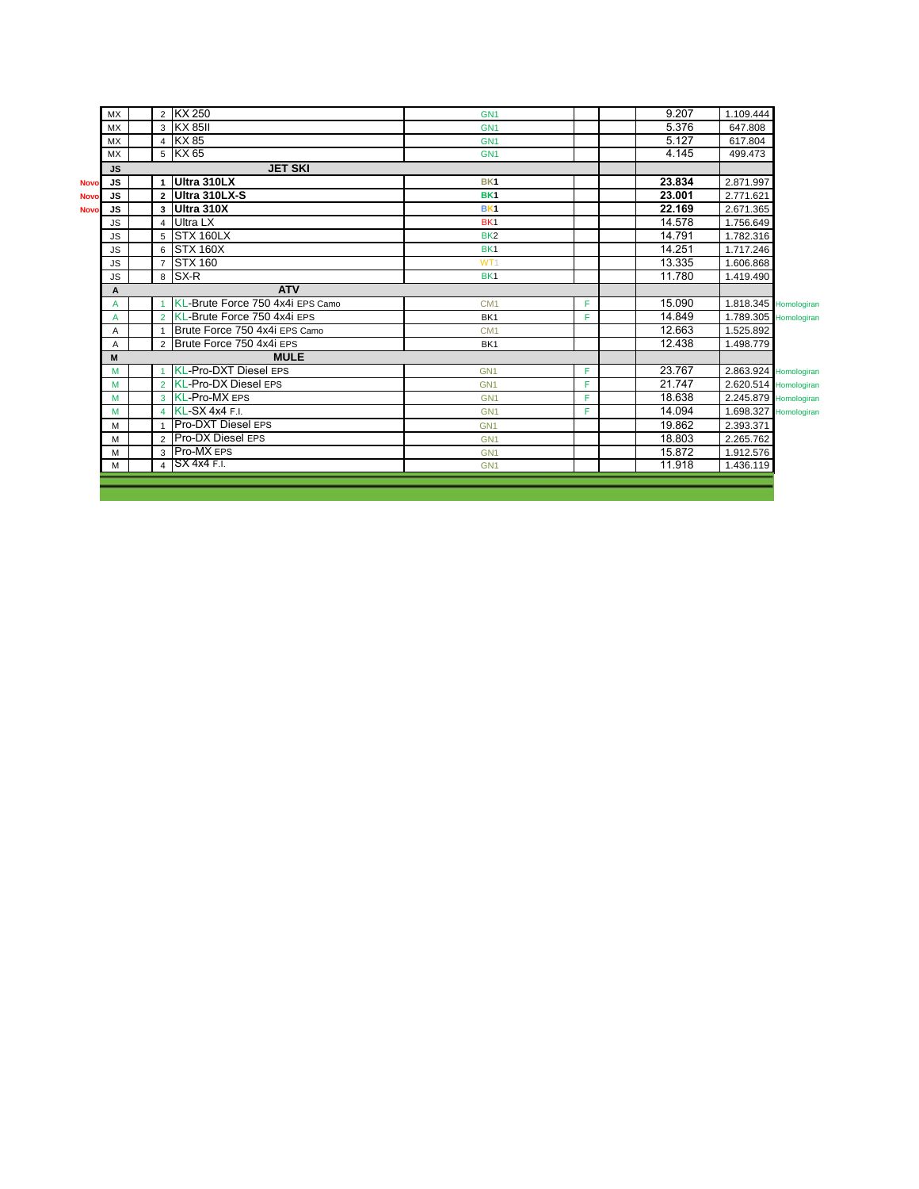| | | | | | | | | | | |
|---|---|---|---|---|---|---|---|---|---|---|
| | MX | | 2 | KX 250 | GN1 | | | 9.207 | 1.109.444 | |
| | MX | | 3 | KX 85II | GN1 | | | 5.376 | 647.808 | |
| | MX | | 4 | KX 85 | GN1 | | | 5.127 | 617.804 | |
| | MX | | 5 | KX 65 | GN1 | | | 4.145 | 499.473 | |
| | **JS** | | | **JET SKI** | | | | | | |
| Novo | **JS** | | **1** | **Ultra 310LX** | **BK1** | | | **23.834** | 2.871.997 | |
| Novo | **JS** | | **2** | **Ultra 310LX-S** | **BK1** | | | **23.001** | 2.771.621 | |
| Novo | **JS** | | **3** | **Ultra 310X** | **BK1** | | | **22.169** | 2.671.365 | |
| | JS | | 4 | Ultra LX | BK1 | | | 14.578 | 1.756.649 | |
| | JS | | 5 | STX 160LX | BK2 | | | 14.791 | 1.782.316 | |
| | JS | | 6 | STX 160X | BK1 | | | 14.251 | 1.717.246 | |
| | JS | | 7 | STX 160 | WT1 | | | 13.335 | 1.606.868 | |
| | JS | | 8 | SX-R | BK1 | | | 11.780 | 1.419.490 | |
| | **A** | | | **ATV** | | | | | | |
| | A | | 1 | KL-Brute Force 750 4x4i EPS Camo | CM1 | F | | 15.090 | 1.818.345 | Homologiran |
| | A | | 2 | KL-Brute Force 750 4x4i EPS | BK1 | F | | 14.849 | 1.789.305 | Homologiran |
| | A | | 1 | Brute Force 750 4x4i EPS Camo | CM1 | | | 12.663 | 1.525.892 | |
| | A | | 2 | Brute Force 750 4x4i EPS | BK1 | | | 12.438 | 1.498.779 | |
| | **M** | | | **MULE** | | | | | | |
| | M | | 1 | KL-Pro-DXT Diesel EPS | GN1 | F | | 23.767 | 2.863.924 | Homologiran |
| | M | | 2 | KL-Pro-DX Diesel EPS | GN1 | F | | 21.747 | 2.620.514 | Homologiran |
| | M | | 3 | KL-Pro-MX EPS | GN1 | F | | 18.638 | 2.245.879 | Homologiran |
| | M | | 4 | KL-SX 4x4 F.I. | GN1 | F | | 14.094 | 1.698.327 | Homologiran |
| | M | | 1 | Pro-DXT Diesel EPS | GN1 | | | 19.862 | 2.393.371 | |
| | M | | 2 | Pro-DX Diesel EPS | GN1 | | | 18.803 | 2.265.762 | |
| | M | | 3 | Pro-MX EPS | GN1 | | | 15.872 | 1.912.576 | |
| | M | | 4 | SX 4x4 F.I. | GN1 | | | 11.918 | 1.436.119 | |